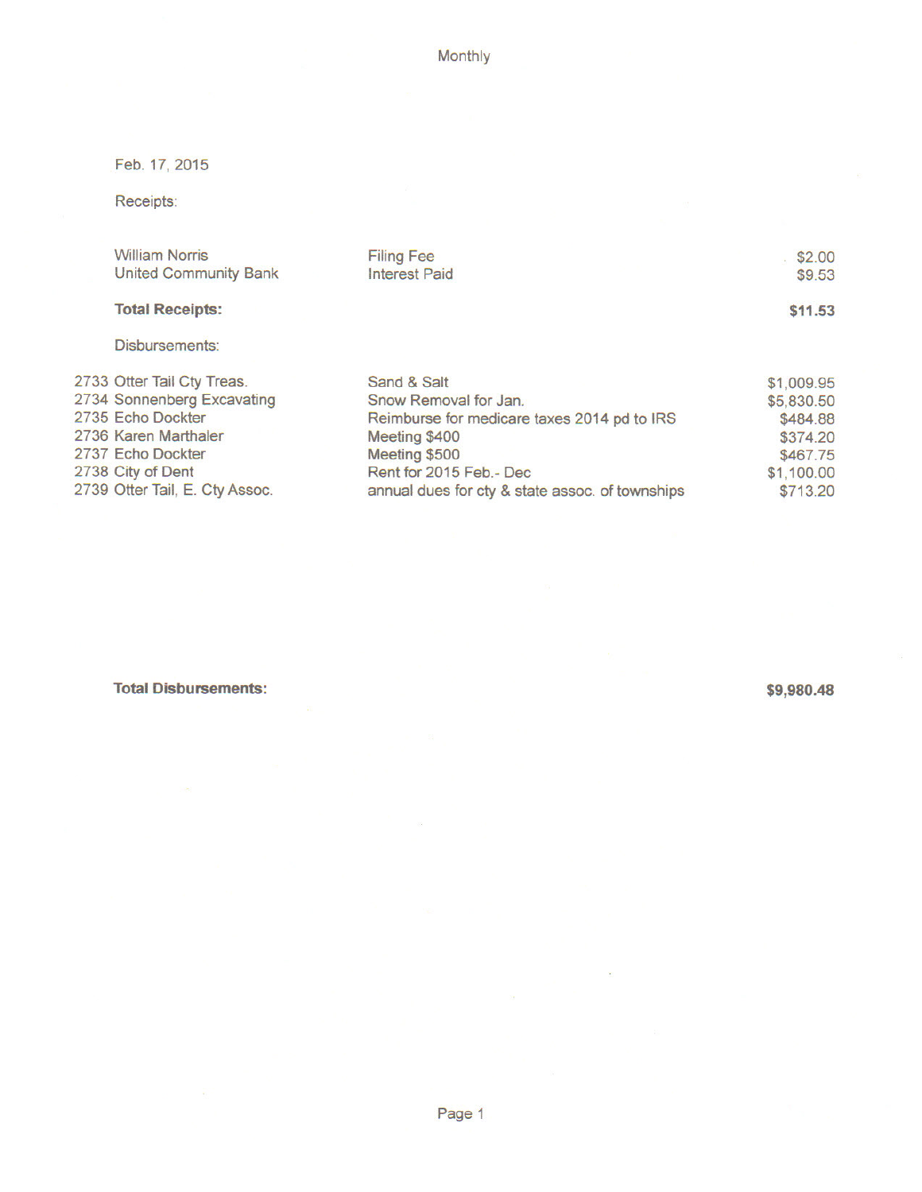Monthly

Feb. 17, 2015

Receipts:

| | | |
|---|---|---|
| William Norris | Filing Fee | $2.00 |
| United Community Bank | Interest Paid | $9.53 |
| **Total Receipts:** | | **$11.53** |

Disbursements:

| | | |
|---|---|---|
| 2733 Otter Tail Cty Treas. | Sand & Salt | $1,009.95 |
| 2734 Sonnenberg Excavating | Snow Removal for Jan. | $5,830.50 |
| 2735 Echo Dockter | Reimburse for medicare taxes 2014 pd to IRS | $484.88 |
| 2736 Karen Marthaler | Meeting $400 | $374.20 |
| 2737 Echo Dockter | Meeting $500 | $467.75 |
| 2738 City of Dent | Rent for 2015 Feb.- Dec | $1,100.00 |
| 2739 Otter Tail, E. Cty Assoc. | annual dues for cty & state assoc. of townships | $713.20 |

**Total Disbursements:** **$9,980.48**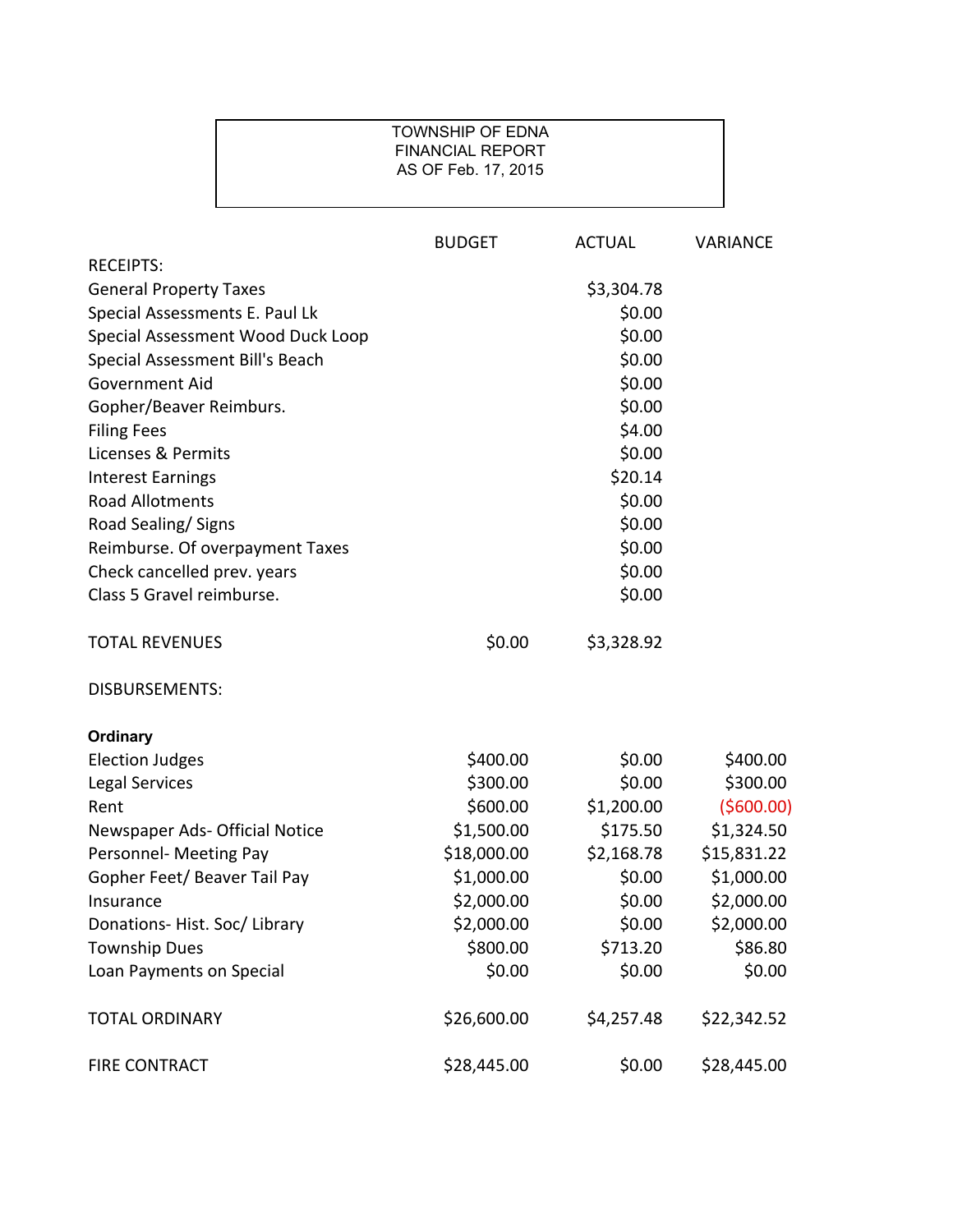TOWNSHIP OF EDNA
FINANCIAL REPORT
AS OF Feb. 17, 2015

| | BUDGET | ACTUAL | VARIANCE |
|---|---|---|---|
| RECEIPTS: | | | |
| General Property Taxes | | $3,304.78 | |
| Special Assessments E. Paul Lk | | $0.00 | |
| Special Assessment Wood Duck Loop | | $0.00 | |
| Special Assessment Bill's Beach | | $0.00 | |
| Government Aid | | $0.00 | |
| Gopher/Beaver Reimburs. | | $0.00 | |
| Filing Fees | | $4.00 | |
| Licenses & Permits | | $0.00 | |
| Interest Earnings | | $20.14 | |
| Road Allotments | | $0.00 | |
| Road Sealing/ Signs | | $0.00 | |
| Reimburse. Of overpayment Taxes | | $0.00 | |
| Check cancelled prev. years | | $0.00 | |
| Class 5 Gravel reimburse. | | $0.00 | |
| TOTAL REVENUES | $0.00 | $3,328.92 | |
| DISBURSEMENTS: | | | |
| **Ordinary** | | | |
| Election Judges | $400.00 | $0.00 | $400.00 |
| Legal Services | $300.00 | $0.00 | $300.00 |
| Rent | $600.00 | $1,200.00 | ($600.00) |
| Newspaper Ads- Official Notice | $1,500.00 | $175.50 | $1,324.50 |
| Personnel- Meeting Pay | $18,000.00 | $2,168.78 | $15,831.22 |
| Gopher Feet/ Beaver Tail Pay | $1,000.00 | $0.00 | $1,000.00 |
| Insurance | $2,000.00 | $0.00 | $2,000.00 |
| Donations- Hist. Soc/ Library | $2,000.00 | $0.00 | $2,000.00 |
| Township Dues | $800.00 | $713.20 | $86.80 |
| Loan Payments on Special | $0.00 | $0.00 | $0.00 |
| TOTAL ORDINARY | $26,600.00 | $4,257.48 | $22,342.52 |
| FIRE CONTRACT | $28,445.00 | $0.00 | $28,445.00 |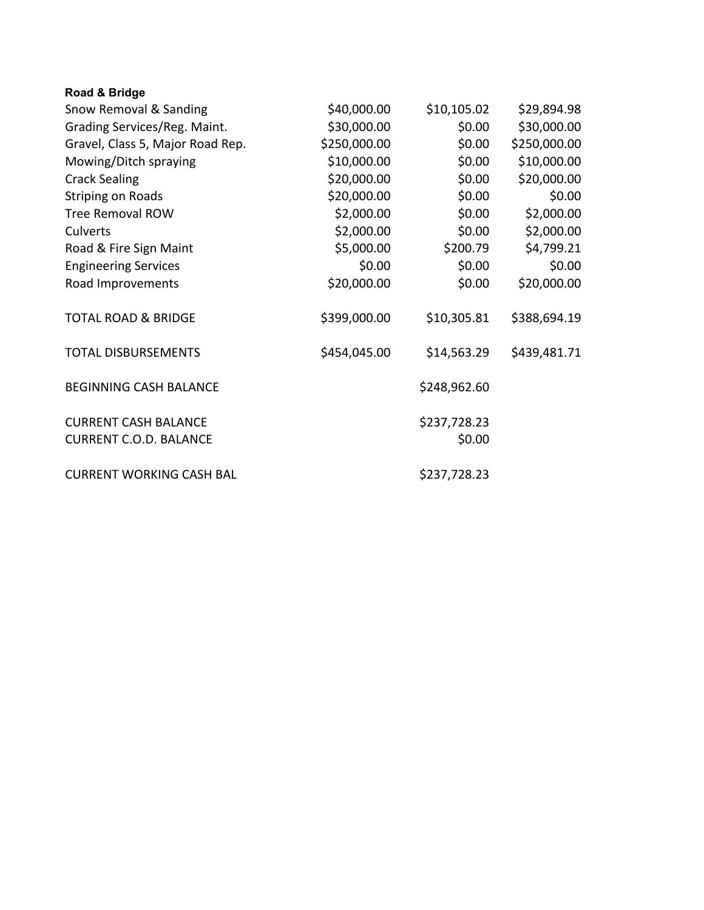**Road & Bridge**

| | | | |
|---|---|---|---|
| Snow Removal & Sanding | $40,000.00 | $10,105.02 | $29,894.98 |
| Grading Services/Reg. Maint. | $30,000.00 | $0.00 | $30,000.00 |
| Gravel, Class 5, Major Road Rep. | $250,000.00 | $0.00 | $250,000.00 |
| Mowing/Ditch spraying | $10,000.00 | $0.00 | $10,000.00 |
| Crack Sealing | $20,000.00 | $0.00 | $20,000.00 |
| Striping on Roads | $20,000.00 | $0.00 | $0.00 |
| Tree Removal ROW | $2,000.00 | $0.00 | $2,000.00 |
| Culverts | $2,000.00 | $0.00 | $2,000.00 |
| Road & Fire Sign Maint | $5,000.00 | $200.79 | $4,799.21 |
| Engineering Services | $0.00 | $0.00 | $0.00 |
| Road Improvements | $20,000.00 | $0.00 | $20,000.00 |
| | | | |
| TOTAL ROAD & BRIDGE | $399,000.00 | $10,305.81 | $388,694.19 |
| | | | |
| TOTAL DISBURSEMENTS | $454,045.00 | $14,563.29 | $439,481.71 |
| | | | |
| BEGINNING CASH BALANCE | | $248,962.60 | |
| | | | |
| CURRENT CASH BALANCE | | $237,728.23 | |
| CURRENT C.O.D. BALANCE | | $0.00 | |
| | | | |
| CURRENT WORKING CASH BAL | | $237,728.23 | |